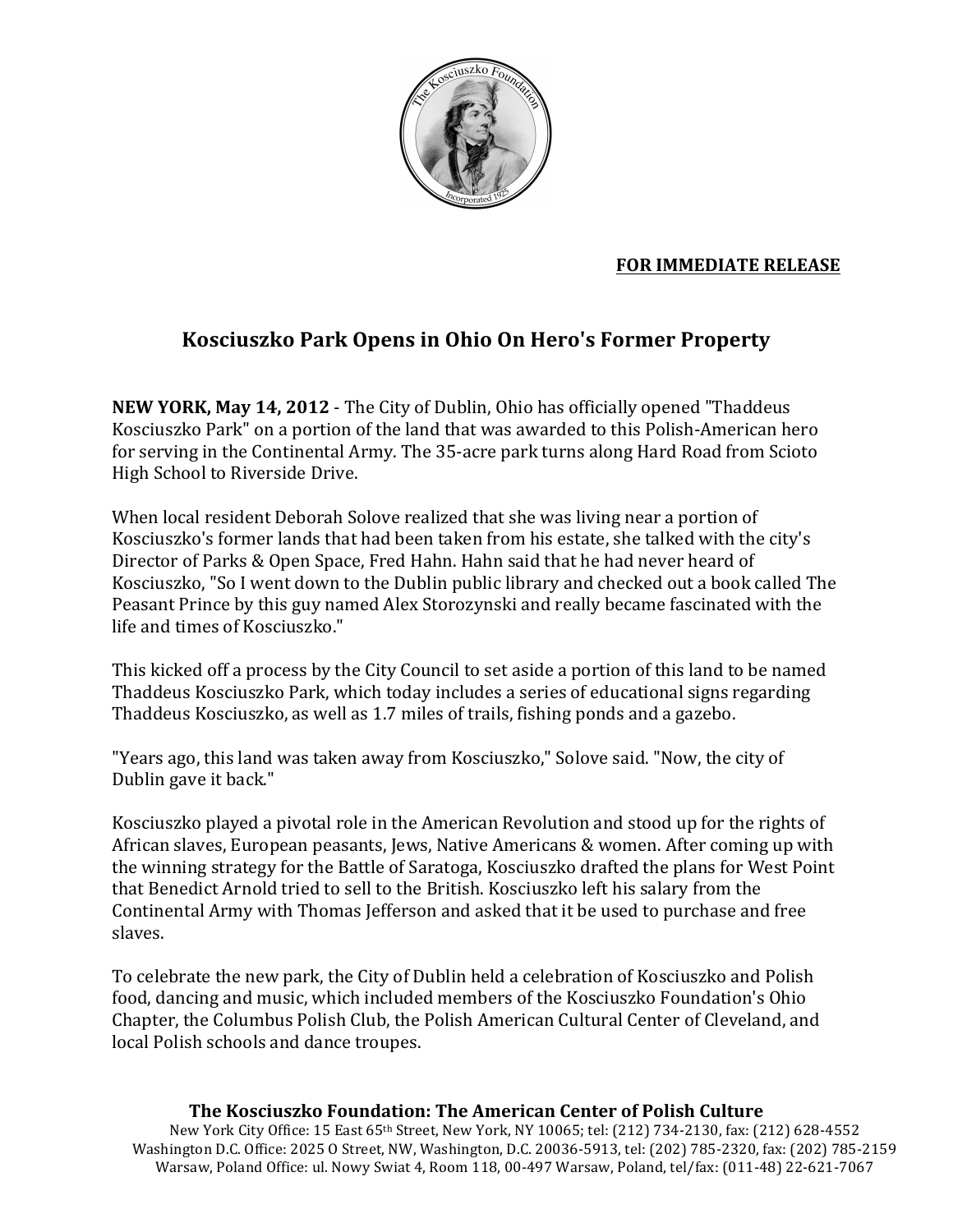**FOR IMMEDIATE RELEASE**

# Kosciuszko Park Opens in Ohio On Hero's Former Property

**NEW YORK, May 14, 2012** - The City of Dublin, Ohio has officially opened "Thaddeus Kosciuszko Park" on a portion of the land that was awarded to this Polish-American hero for serving in the Continental Army. The 35-acre park turns along Hard Road from Scioto High School to Riverside Drive.

When local resident Deborah Solove realized that she was living near a portion of Kosciuszko's former lands that had been taken from his estate, she talked with the city's Director of Parks & Open Space, Fred Hahn. Hahn said that he had never heard of Kosciuszko, "So I went down to the Dublin public library and checked out a book called The Peasant Prince by this guy named Alex Storozynski and really became fascinated with the life and times of Kosciuszko."

This kicked off a process by the City Council to set aside a portion of this land to be named Thaddeus Kosciuszko Park, which today includes a series of educational signs regarding Thaddeus Kosciuszko, as well as 1.7 miles of trails, fishing ponds and a gazebo.

"Years ago, this land was taken away from Kosciuszko," Solove said. "Now, the city of Dublin gave it back."

Kosciuszko played a pivotal role in the American Revolution and stood up for the rights of African slaves, European peasants, Jews, Native Americans & women. After coming up with the winning strategy for the Battle of Saratoga, Kosciuszko drafted the plans for West Point that Benedict Arnold tried to sell to the British. Kosciuszko left his salary from the Continental Army with Thomas Jefferson and asked that it be used to purchase and free slaves.

To celebrate the new park, the City of Dublin held a celebration of Kosciuszko and Polish food, dancing and music, which included members of the Kosciuszko Foundation's Ohio Chapter, the Columbus Polish Club, the Polish American Cultural Center of Cleveland, and local Polish schools and dance troupes.

**The Kosciuszko Foundation: The American Center of Polish Culture**
New York City Office: 15 East 65th Street, New York, NY 10065; tel: (212) 734-2130, fax: (212) 628-4552
Washington D.C. Office: 2025 O Street, NW, Washington, D.C. 20036-5913, tel: (202) 785-2320, fax: (202) 785-2159
Warsaw, Poland Office: ul. Nowy Swiat 4, Room 118, 00-497 Warsaw, Poland, tel/fax: (011-48) 22-621-7067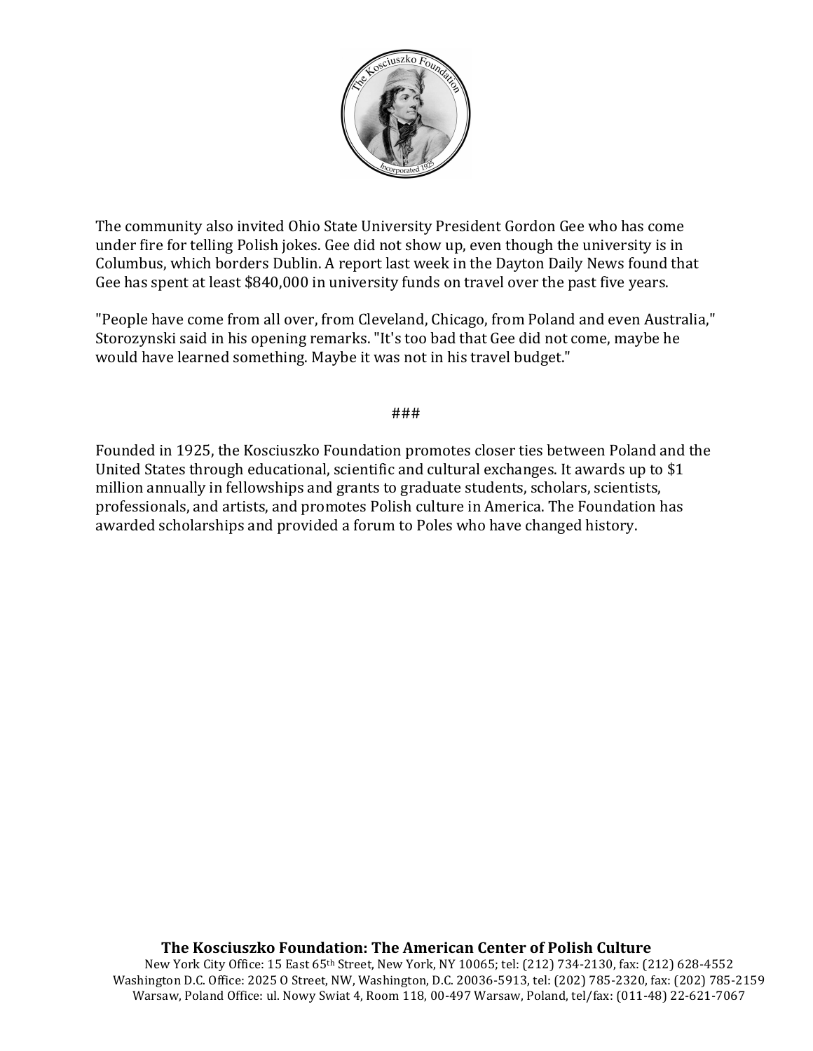The community also invited Ohio State University President Gordon Gee who has come under fire for telling Polish jokes. Gee did not show up, even though the university is in Columbus, which borders Dublin. A report last week in the Dayton Daily News found that Gee has spent at least $840,000 in university funds on travel over the past five years.

"People have come from all over, from Cleveland, Chicago, from Poland and even Australia," Storozynski said in his opening remarks. "It's too bad that Gee did not come, maybe he would have learned something. Maybe it was not in his travel budget."

###

Founded in 1925, the Kosciuszko Foundation promotes closer ties between Poland and the United States through educational, scientific and cultural exchanges. It awards up to $1 million annually in fellowships and grants to graduate students, scholars, scientists, professionals, and artists, and promotes Polish culture in America. The Foundation has awarded scholarships and provided a forum to Poles who have changed history.

**The Kosciuszko Foundation: The American Center of Polish Culture**
New York City Office: 15 East 65th Street, New York, NY 10065; tel: (212) 734-2130, fax: (212) 628-4552
Washington D.C. Office: 2025 O Street, NW, Washington, D.C. 20036-5913, tel: (202) 785-2320, fax: (202) 785-2159
Warsaw, Poland Office: ul. Nowy Swiat 4, Room 118, 00-497 Warsaw, Poland, tel/fax: (011-48) 22-621-7067